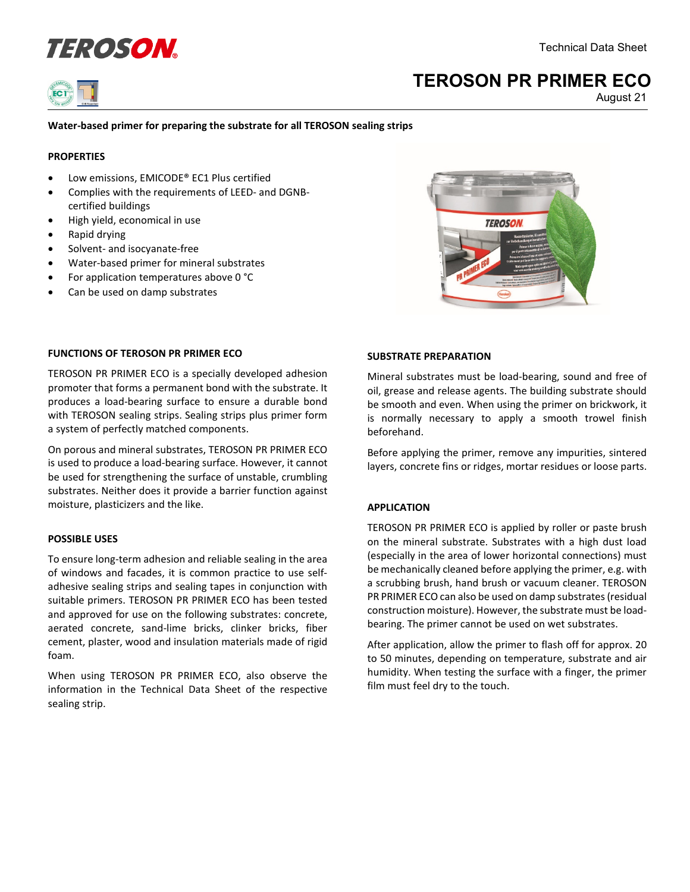TEROSON®

Technical Data Sheet

# TEROSON PR PRIMER ECO

August 21

**Water-based primer for preparing the substrate for all TEROSON sealing strips**

## PROPERTIES

- Low emissions, EMICODE® EC1 Plus certified
- Complies with the requirements of LEED- and DGNB-certified buildings
- High yield, economical in use
- Rapid drying
- Solvent- and isocyanate-free
- Water-based primer for mineral substrates
- For application temperatures above 0 °C
- Can be used on damp substrates

## FUNCTIONS OF TEROSON PR PRIMER ECO

TEROSON PR PRIMER ECO is a specially developed adhesion promoter that forms a permanent bond with the substrate. It produces a load-bearing surface to ensure a durable bond with TEROSON sealing strips. Sealing strips plus primer form a system of perfectly matched components.

On porous and mineral substrates, TEROSON PR PRIMER ECO is used to produce a load-bearing surface. However, it cannot be used for strengthening the surface of unstable, crumbling substrates. Neither does it provide a barrier function against moisture, plasticizers and the like.

## POSSIBLE USES

To ensure long-term adhesion and reliable sealing in the area of windows and facades, it is common practice to use self-adhesive sealing strips and sealing tapes in conjunction with suitable primers. TEROSON PR PRIMER ECO has been tested and approved for use on the following substrates: concrete, aerated concrete, sand-lime bricks, clinker bricks, fiber cement, plaster, wood and insulation materials made of rigid foam.

When using TEROSON PR PRIMER ECO, also observe the information in the Technical Data Sheet of the respective sealing strip.

## SUBSTRATE PREPARATION

Mineral substrates must be load-bearing, sound and free of oil, grease and release agents. The building substrate should be smooth and even. When using the primer on brickwork, it is normally necessary to apply a smooth trowel finish beforehand.

Before applying the primer, remove any impurities, sintered layers, concrete fins or ridges, mortar residues or loose parts.

## APPLICATION

TEROSON PR PRIMER ECO is applied by roller or paste brush on the mineral substrate. Substrates with a high dust load (especially in the area of lower horizontal connections) must be mechanically cleaned before applying the primer, e.g. with a scrubbing brush, hand brush or vacuum cleaner. TEROSON PR PRIMER ECO can also be used on damp substrates (residual construction moisture). However, the substrate must be load-bearing. The primer cannot be used on wet substrates.

After application, allow the primer to flash off for approx. 20 to 50 minutes, depending on temperature, substrate and air humidity. When testing the surface with a finger, the primer film must feel dry to the touch.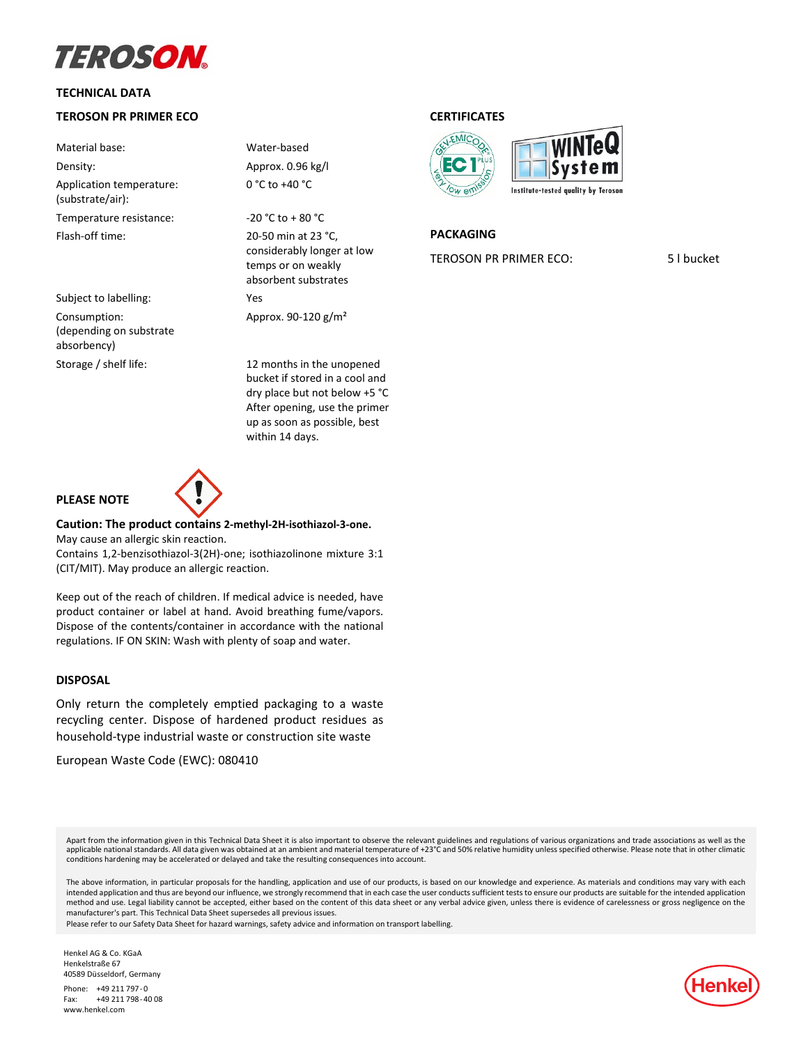TEROSON

## TECHNICAL DATA

### TEROSON PR PRIMER ECO

| | |
|---|---|
| Material base: | Water-based |
| Density: | Approx. 0.96 kg/l |
| Application temperature: (substrate/air): | 0 °C to +40 °C |
| Temperature resistance: | -20 °C to + 80 °C |
| Flash-off time: | 20-50 min at 23 °C, considerably longer at low temps or on weakly absorbent substrates |
| Subject to labelling: | Yes |
| Consumption: (depending on substrate absorbency) | Approx. 90-120 g/m² |
| Storage / shelf life: | 12 months in the unopened bucket if stored in a cool and dry place but not below +5 °C After opening, use the primer up as soon as possible, best within 14 days. |

### CERTIFICATES

GEV-EMICODE EC 1 PLUS very low emission

WINTeQ System Institute-tested quality by Teroson

### PACKAGING

| | |
|---|---|
| TEROSON PR PRIMER ECO: | 5 l bucket |

### PLEASE NOTE

**Caution: The product contains 2-methyl-2H-isothiazol-3-one.**
May cause an allergic skin reaction.
Contains 1,2-benzisothiazol-3(2H)-one; isothiazolinone mixture 3:1 (CIT/MIT). May produce an allergic reaction.

Keep out of the reach of children. If medical advice is needed, have product container or label at hand. Avoid breathing fume/vapors. Dispose of the contents/container in accordance with the national regulations. IF ON SKIN: Wash with plenty of soap and water.

### DISPOSAL

Only return the completely emptied packaging to a waste recycling center. Dispose of hardened product residues as household-type industrial waste or construction site waste

European Waste Code (EWC): 080410

Apart from the information given in this Technical Data Sheet it is also important to observe the relevant guidelines and regulations of various organizations and trade associations as well as the applicable national standards. All data given was obtained at an ambient and material temperature of +23°C and 50% relative humidity unless specified otherwise. Please note that in other climatic conditions hardening may be accelerated or delayed and take the resulting consequences into account.

The above information, in particular proposals for the handling, application and use of our products, is based on our knowledge and experience. As materials and conditions may vary with each intended application and thus are beyond our influence, we strongly recommend that in each case the user conducts sufficient tests to ensure our products are suitable for the intended application method and use. Legal liability cannot be accepted, either based on the content of this data sheet or any verbal advice given, unless there is evidence of carelessness or gross negligence on the manufacturer's part. This Technical Data Sheet supersedes all previous issues.
Please refer to our Safety Data Sheet for hazard warnings, safety advice and information on transport labelling.

Henkel AG & Co. KGaA
Henkelstraße 67
40589 Düsseldorf, Germany

Phone: +49 211 797-0
Fax: +49 211 798-40 08
www.henkel.com

Henkel